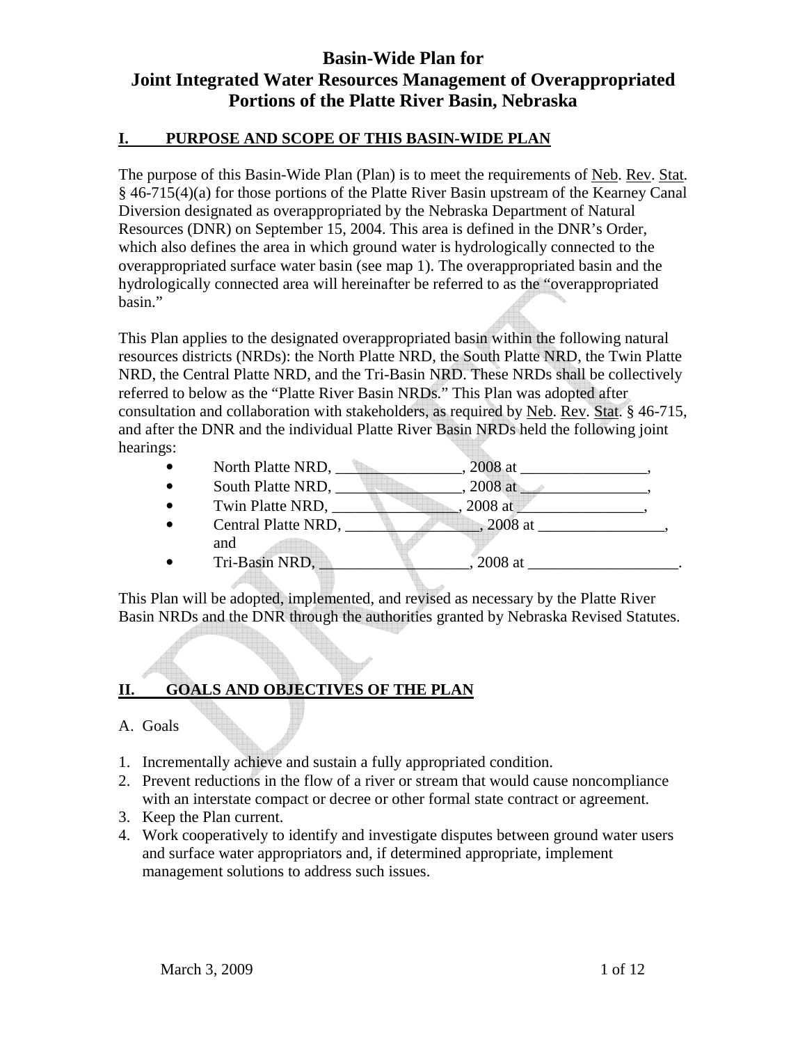# Basin-Wide Plan for Joint Integrated Water Resources Management of Overappropriated Portions of the Platte River Basin, Nebraska

## I. PURPOSE AND SCOPE OF THIS BASIN-WIDE PLAN

The purpose of this Basin-Wide Plan (Plan) is to meet the requirements of Neb. Rev. Stat. § 46-715(4)(a) for those portions of the Platte River Basin upstream of the Kearney Canal Diversion designated as overappropriated by the Nebraska Department of Natural Resources (DNR) on September 15, 2004. This area is defined in the DNR's Order, which also defines the area in which ground water is hydrologically connected to the overappropriated surface water basin (see map 1). The overappropriated basin and the hydrologically connected area will hereinafter be referred to as the "overappropriated basin."

This Plan applies to the designated overappropriated basin within the following natural resources districts (NRDs): the North Platte NRD, the South Platte NRD, the Twin Platte NRD, the Central Platte NRD, and the Tri-Basin NRD. These NRDs shall be collectively referred to below as the "Platte River Basin NRDs." This Plan was adopted after consultation and collaboration with stakeholders, as required by Neb. Rev. Stat. § 46-715, and after the DNR and the individual Platte River Basin NRDs held the following joint hearings:

- North Platte NRD, ________________, 2008 at ________________,
- South Platte NRD, ________________, 2008 at ________________,
- Twin Platte NRD, ________________, 2008 at ________________,
- Central Platte NRD, ________________, 2008 at ________________, and
- Tri-Basin NRD, ___________________, 2008 at ___________________.

This Plan will be adopted, implemented, and revised as necessary by the Platte River Basin NRDs and the DNR through the authorities granted by Nebraska Revised Statutes.

## II. GOALS AND OBJECTIVES OF THE PLAN

A. Goals

1. Incrementally achieve and sustain a fully appropriated condition.
2. Prevent reductions in the flow of a river or stream that would cause noncompliance with an interstate compact or decree or other formal state contract or agreement.
3. Keep the Plan current.
4. Work cooperatively to identify and investigate disputes between ground water users and surface water appropriators and, if determined appropriate, implement management solutions to address such issues.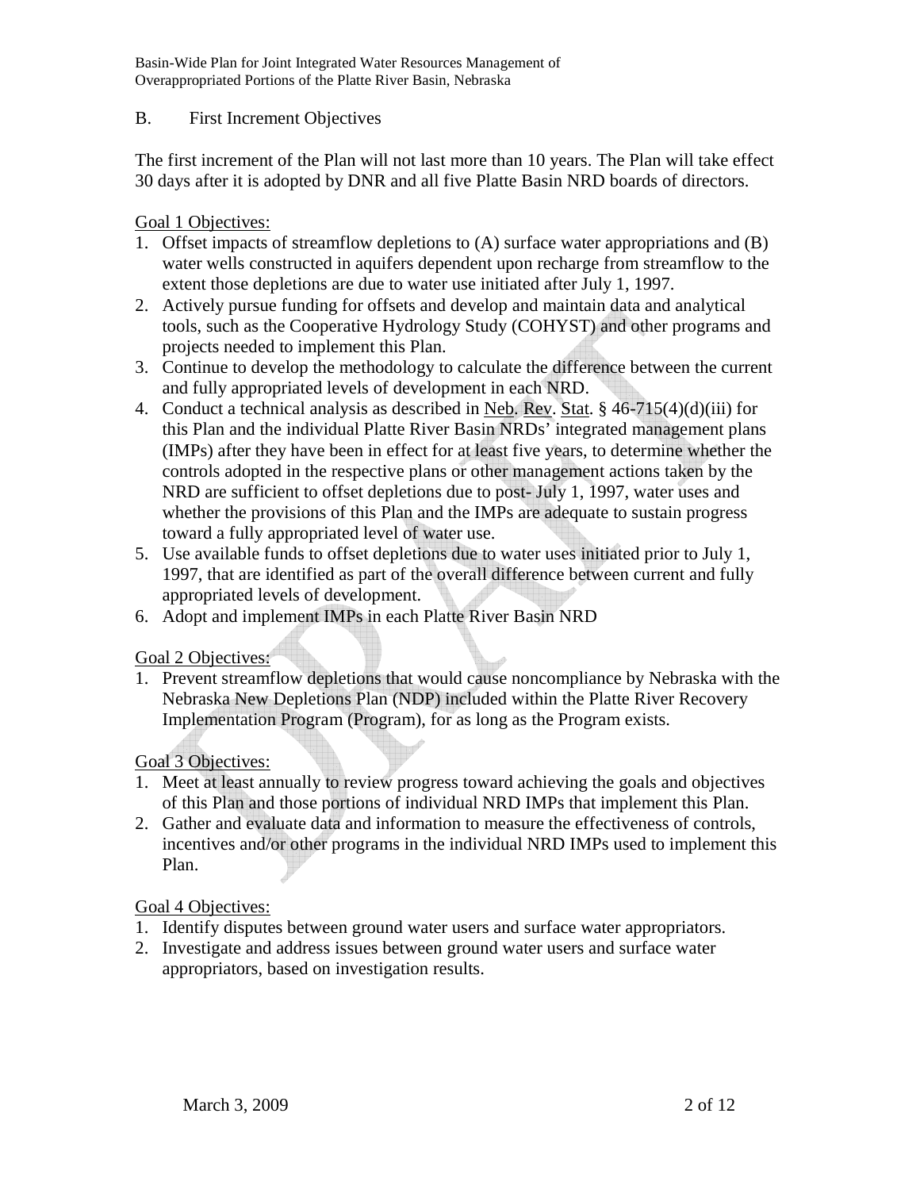## B. First Increment Objectives

The first increment of the Plan will not last more than 10 years. The Plan will take effect 30 days after it is adopted by DNR and all five Platte Basin NRD boards of directors.

Goal 1 Objectives:

1. Offset impacts of streamflow depletions to (A) surface water appropriations and (B) water wells constructed in aquifers dependent upon recharge from streamflow to the extent those depletions are due to water use initiated after July 1, 1997.
2. Actively pursue funding for offsets and develop and maintain data and analytical tools, such as the Cooperative Hydrology Study (COHYST) and other programs and projects needed to implement this Plan.
3. Continue to develop the methodology to calculate the difference between the current and fully appropriated levels of development in each NRD.
4. Conduct a technical analysis as described in Neb. Rev. Stat. § 46-715(4)(d)(iii) for this Plan and the individual Platte River Basin NRDs' integrated management plans (IMPs) after they have been in effect for at least five years, to determine whether the controls adopted in the respective plans or other management actions taken by the NRD are sufficient to offset depletions due to post- July 1, 1997, water uses and whether the provisions of this Plan and the IMPs are adequate to sustain progress toward a fully appropriated level of water use.
5. Use available funds to offset depletions due to water uses initiated prior to July 1, 1997, that are identified as part of the overall difference between current and fully appropriated levels of development.
6. Adopt and implement IMPs in each Platte River Basin NRD

Goal 2 Objectives:

1. Prevent streamflow depletions that would cause noncompliance by Nebraska with the Nebraska New Depletions Plan (NDP) included within the Platte River Recovery Implementation Program (Program), for as long as the Program exists.

Goal 3 Objectives:

1. Meet at least annually to review progress toward achieving the goals and objectives of this Plan and those portions of individual NRD IMPs that implement this Plan.
2. Gather and evaluate data and information to measure the effectiveness of controls, incentives and/or other programs in the individual NRD IMPs used to implement this Plan.

Goal 4 Objectives:

1. Identify disputes between ground water users and surface water appropriators.
2. Investigate and address issues between ground water users and surface water appropriators, based on investigation results.

March 3, 2009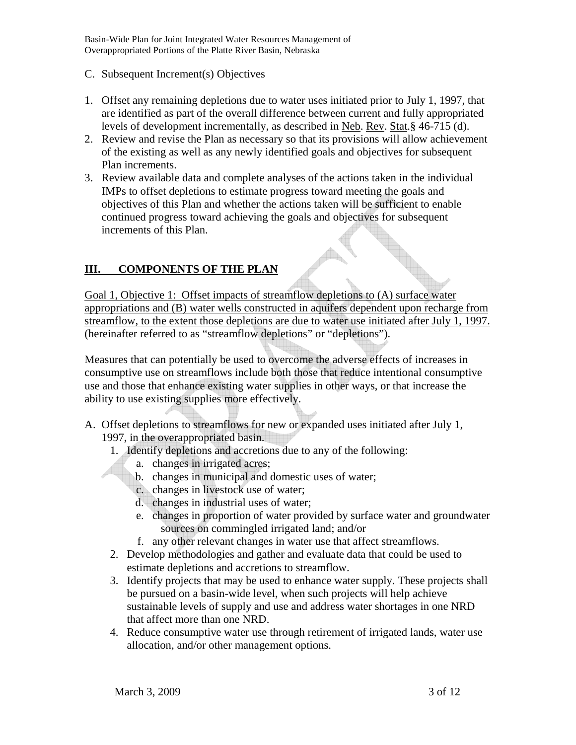C. Subsequent Increment(s) Objectives

1. Offset any remaining depletions due to water uses initiated prior to July 1, 1997, that are identified as part of the overall difference between current and fully appropriated levels of development incrementally, as described in Neb. Rev. Stat.§ 46-715 (d).
2. Review and revise the Plan as necessary so that its provisions will allow achievement of the existing as well as any newly identified goals and objectives for subsequent Plan increments.
3. Review available data and complete analyses of the actions taken in the individual IMPs to offset depletions to estimate progress toward meeting the goals and objectives of this Plan and whether the actions taken will be sufficient to enable continued progress toward achieving the goals and objectives for subsequent increments of this Plan.

## III. COMPONENTS OF THE PLAN

Goal 1, Objective 1: Offset impacts of streamflow depletions to (A) surface water appropriations and (B) water wells constructed in aquifers dependent upon recharge from streamflow, to the extent those depletions are due to water use initiated after July 1, 1997. (hereinafter referred to as "streamflow depletions" or "depletions").

Measures that can potentially be used to overcome the adverse effects of increases in consumptive use on streamflows include both those that reduce intentional consumptive use and those that enhance existing water supplies in other ways, or that increase the ability to use existing supplies more effectively.

A. Offset depletions to streamflows for new or expanded uses initiated after July 1, 1997, in the overappropriated basin.
   1. Identify depletions and accretions due to any of the following:
      a. changes in irrigated acres;
      b. changes in municipal and domestic uses of water;
      c. changes in livestock use of water;
      d. changes in industrial uses of water;
      e. changes in proportion of water provided by surface water and groundwater sources on commingled irrigated land; and/or
      f. any other relevant changes in water use that affect streamflows.
   2. Develop methodologies and gather and evaluate data that could be used to estimate depletions and accretions to streamflow.
   3. Identify projects that may be used to enhance water supply. These projects shall be pursued on a basin-wide level, when such projects will help achieve sustainable levels of supply and use and address water shortages in one NRD that affect more than one NRD.
   4. Reduce consumptive water use through retirement of irrigated lands, water use allocation, and/or other management options.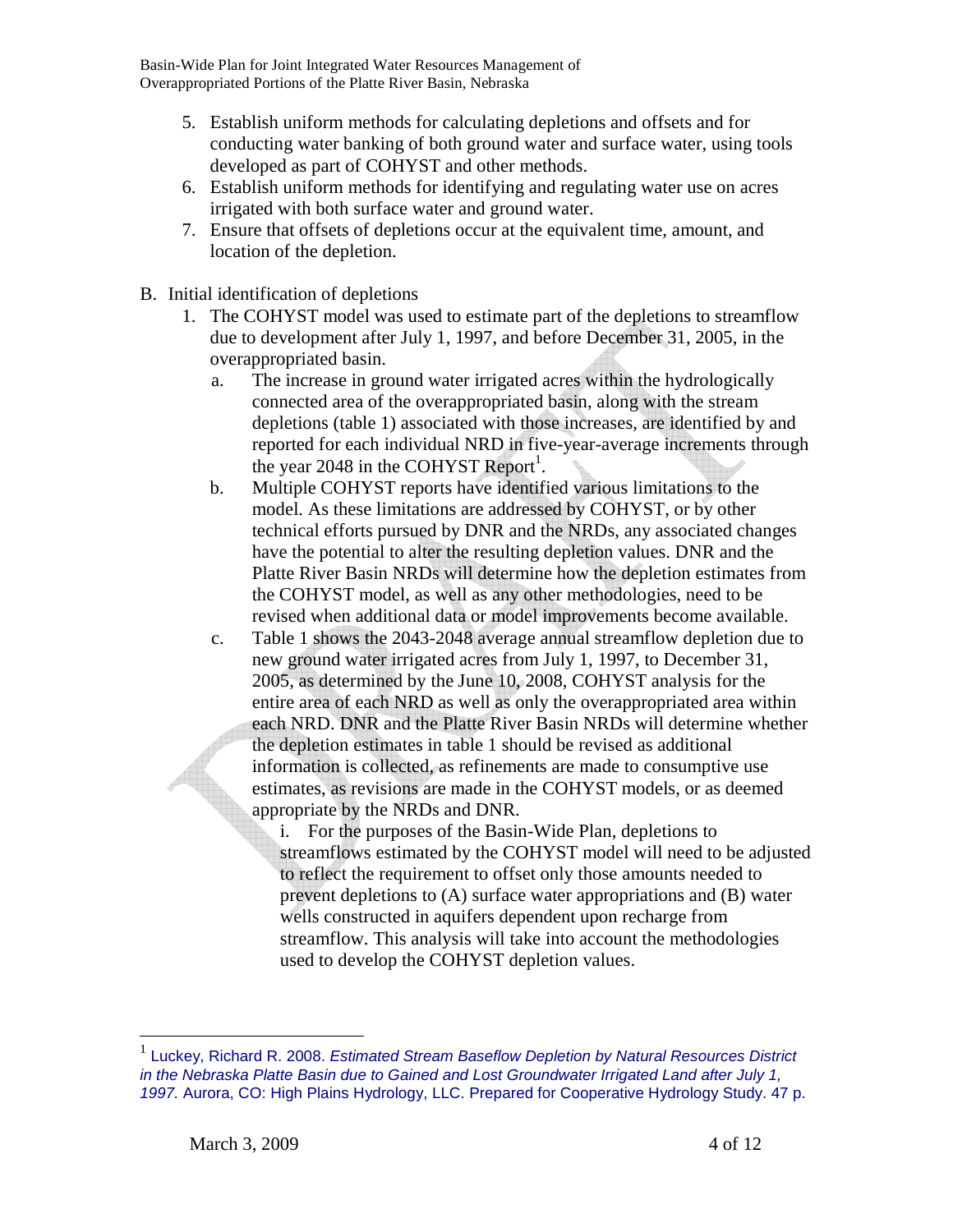5. Establish uniform methods for calculating depletions and offsets and for conducting water banking of both ground water and surface water, using tools developed as part of COHYST and other methods.
6. Establish uniform methods for identifying and regulating water use on acres irrigated with both surface water and ground water.
7. Ensure that offsets of depletions occur at the equivalent time, amount, and location of the depletion.

B. Initial identification of depletions
   1. The COHYST model was used to estimate part of the depletions to streamflow due to development after July 1, 1997, and before December 31, 2005, in the overappropriated basin.
      a. The increase in ground water irrigated acres within the hydrologically connected area of the overappropriated basin, along with the stream depletions (table 1) associated with those increases, are identified by and reported for each individual NRD in five-year-average increments through the year 2048 in the COHYST Report[1].
      b. Multiple COHYST reports have identified various limitations to the model. As these limitations are addressed by COHYST, or by other technical efforts pursued by DNR and the NRDs, any associated changes have the potential to alter the resulting depletion values. DNR and the Platte River Basin NRDs will determine how the depletion estimates from the COHYST model, as well as any other methodologies, need to be revised when additional data or model improvements become available.
      c. Table 1 shows the 2043-2048 average annual streamflow depletion due to new ground water irrigated acres from July 1, 1997, to December 31, 2005, as determined by the June 10, 2008, COHYST analysis for the entire area of each NRD as well as only the overappropriated area within each NRD. DNR and the Platte River Basin NRDs will determine whether the depletion estimates in table 1 should be revised as additional information is collected, as refinements are made to consumptive use estimates, as revisions are made in the COHYST models, or as deemed appropriate by the NRDs and DNR.
         i. For the purposes of the Basin-Wide Plan, depletions to streamflows estimated by the COHYST model will need to be adjusted to reflect the requirement to offset only those amounts needed to prevent depletions to (A) surface water appropriations and (B) water wells constructed in aquifers dependent upon recharge from streamflow. This analysis will take into account the methodologies used to develop the COHYST depletion values.

---

[1] Luckey, Richard R. 2008. *Estimated Stream Baseflow Depletion by Natural Resources District in the Nebraska Platte Basin due to Gained and Lost Groundwater Irrigated Land after July 1, 1997.* Aurora, CO: High Plains Hydrology, LLC. Prepared for Cooperative Hydrology Study. 47 p.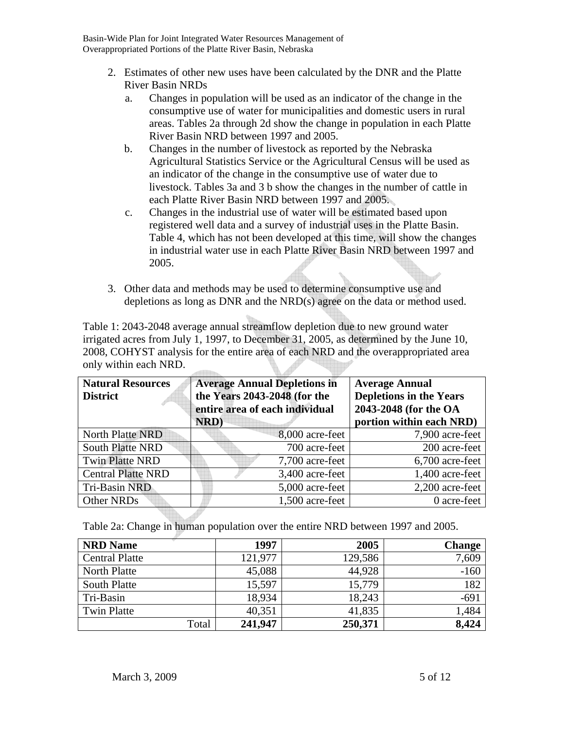2. Estimates of other new uses have been calculated by the DNR and the Platte River Basin NRDs
   a. Changes in population will be used as an indicator of the change in the consumptive use of water for municipalities and domestic users in rural areas. Tables 2a through 2d show the change in population in each Platte River Basin NRD between 1997 and 2005.
   b. Changes in the number of livestock as reported by the Nebraska Agricultural Statistics Service or the Agricultural Census will be used as an indicator of the change in the consumptive use of water due to livestock. Tables 3a and 3 b show the changes in the number of cattle in each Platte River Basin NRD between 1997 and 2005.
   c. Changes in the industrial use of water will be estimated based upon registered well data and a survey of industrial uses in the Platte Basin. Table 4, which has not been developed at this time, will show the changes in industrial water use in each Platte River Basin NRD between 1997 and 2005.

3. Other data and methods may be used to determine consumptive use and depletions as long as DNR and the NRD(s) agree on the data or method used.

Table 1: 2043-2048 average annual streamflow depletion due to new ground water irrigated acres from July 1, 1997, to December 31, 2005, as determined by the June 10, 2008, COHYST analysis for the entire area of each NRD and the overappropriated area only within each NRD.

| **Natural Resources District** | **Average Annual Depletions in the Years 2043-2048 (for the entire area of each individual NRD)** | **Average Annual Depletions in the Years 2043-2048 (for the OA portion within each NRD)** |
|---|---|---|
| North Platte NRD | 8,000 acre-feet | 7,900 acre-feet |
| South Platte NRD | 700 acre-feet | 200 acre-feet |
| Twin Platte NRD | 7,700 acre-feet | 6,700 acre-feet |
| Central Platte NRD | 3,400 acre-feet | 1,400 acre-feet |
| Tri-Basin NRD | 5,000 acre-feet | 2,200 acre-feet |
| Other NRDs | 1,500 acre-feet | 0 acre-feet |

Table 2a: Change in human population over the entire NRD between 1997 and 2005.

| **NRD Name** | **1997** | **2005** | **Change** |
|---|---|---|---|
| Central Platte | 121,977 | 129,586 | 7,609 |
| North Platte | 45,088 | 44,928 | -160 |
| South Platte | 15,597 | 15,779 | 182 |
| Tri-Basin | 18,934 | 18,243 | -691 |
| Twin Platte | 40,351 | 41,835 | 1,484 |
| Total | **241,947** | **250,371** | **8,424** |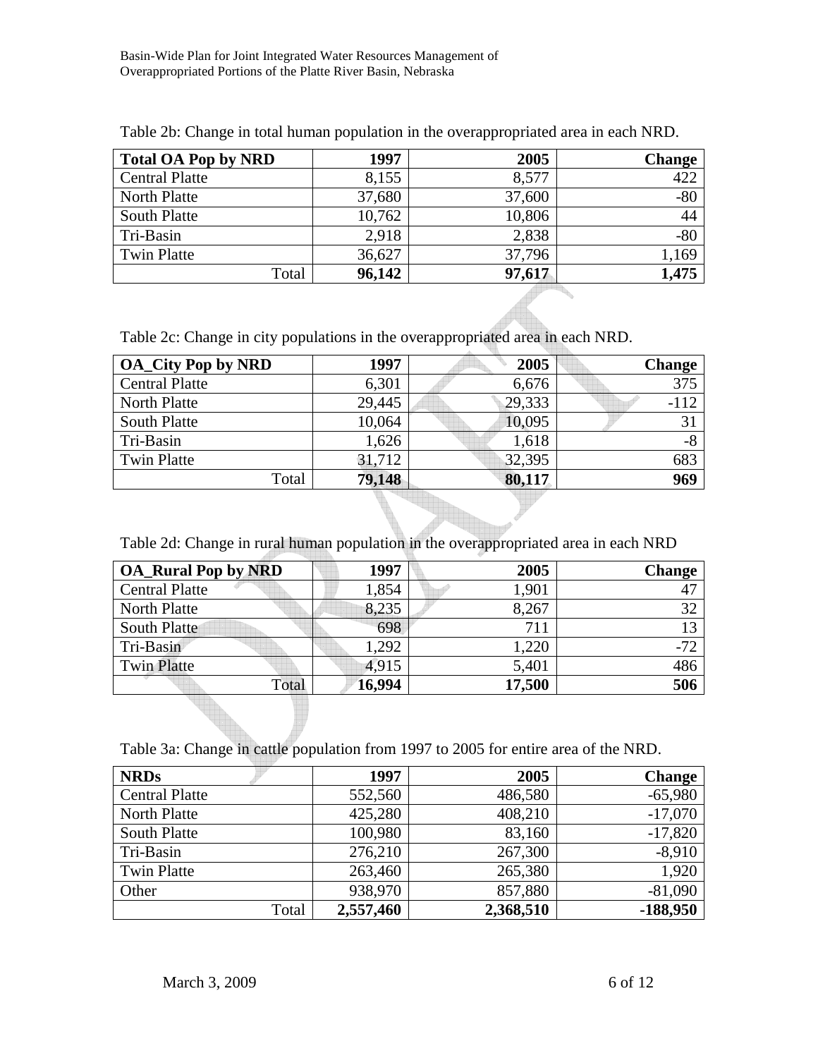Table 2b: Change in total human population in the overappropriated area in each NRD.

| **Total OA Pop by NRD** | **1997** | **2005** | **Change** |
|---|---|---|---|
| Central Platte | 8,155 | 8,577 | 422 |
| North Platte | 37,680 | 37,600 | -80 |
| South Platte | 10,762 | 10,806 | 44 |
| Tri-Basin | 2,918 | 2,838 | -80 |
| Twin Platte | 36,627 | 37,796 | 1,169 |
| Total | **96,142** | **97,617** | **1,475** |

Table 2c: Change in city populations in the overappropriated area in each NRD.

| **OA_City Pop by NRD** | **1997** | **2005** | **Change** |
|---|---|---|---|
| Central Platte | 6,301 | 6,676 | 375 |
| North Platte | 29,445 | 29,333 | -112 |
| South Platte | 10,064 | 10,095 | 31 |
| Tri-Basin | 1,626 | 1,618 | -8 |
| Twin Platte | 31,712 | 32,395 | 683 |
| Total | **79,148** | **80,117** | **969** |

Table 2d: Change in rural human population in the overappropriated area in each NRD

| **OA_Rural Pop by NRD** | **1997** | **2005** | **Change** |
|---|---|---|---|
| Central Platte | 1,854 | 1,901 | 47 |
| North Platte | 8,235 | 8,267 | 32 |
| South Platte | 698 | 711 | 13 |
| Tri-Basin | 1,292 | 1,220 | -72 |
| Twin Platte | 4,915 | 5,401 | 486 |
| Total | **16,994** | **17,500** | **506** |

Table 3a: Change in cattle population from 1997 to 2005 for entire area of the NRD.

| **NRDs** | **1997** | **2005** | **Change** |
|---|---|---|---|
| Central Platte | 552,560 | 486,580 | -65,980 |
| North Platte | 425,280 | 408,210 | -17,070 |
| South Platte | 100,980 | 83,160 | -17,820 |
| Tri-Basin | 276,210 | 267,300 | -8,910 |
| Twin Platte | 263,460 | 265,380 | 1,920 |
| Other | 938,970 | 857,880 | -81,090 |
| Total | **2,557,460** | **2,368,510** | **-188,950** |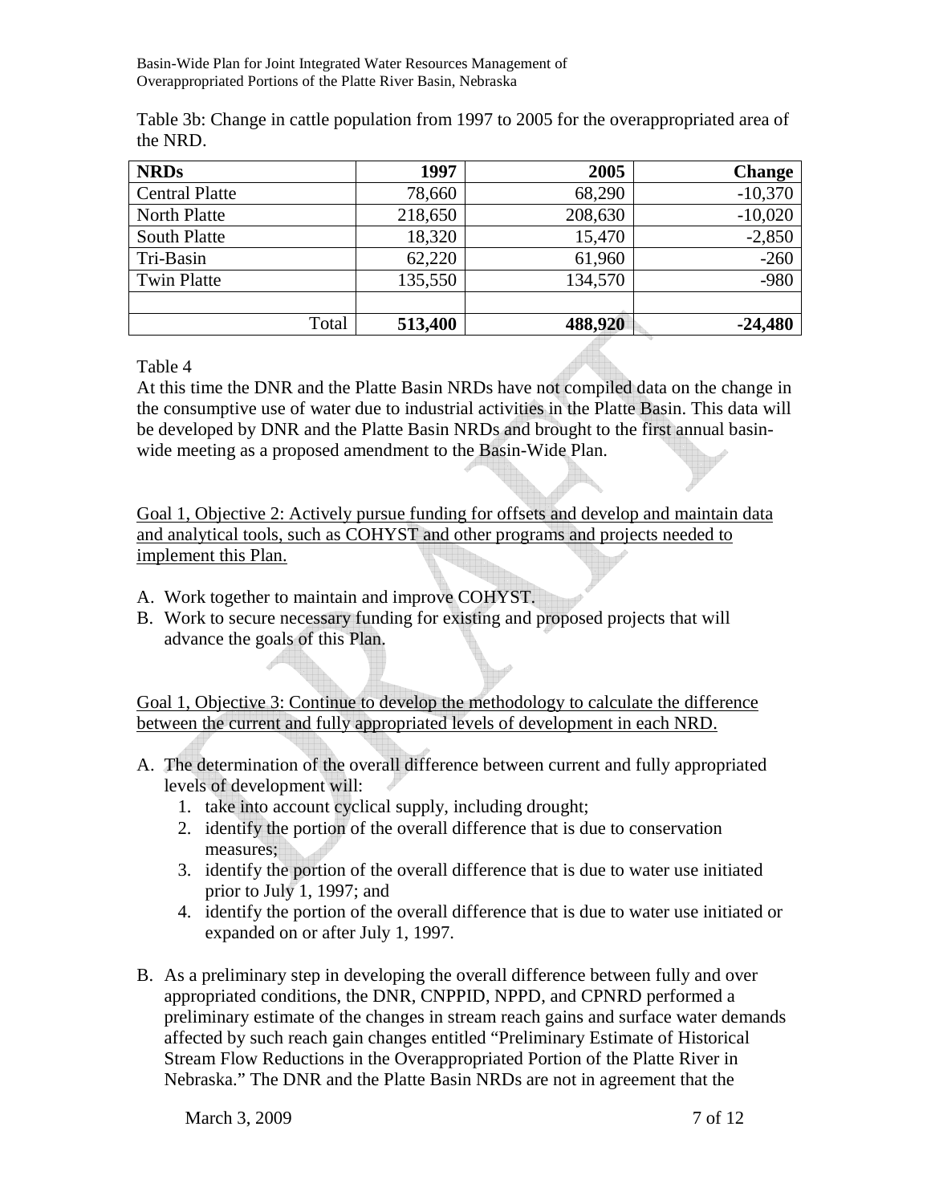Table 3b: Change in cattle population from 1997 to 2005 for the overappropriated area of the NRD.

| NRDs | 1997 | 2005 | Change |
|---|---:|---:|---:|
| Central Platte | 78,660 | 68,290 | -10,370 |
| North Platte | 218,650 | 208,630 | -10,020 |
| South Platte | 18,320 | 15,470 | -2,850 |
| Tri-Basin | 62,220 | 61,960 | -260 |
| Twin Platte | 135,550 | 134,570 | -980 |
| | | | |
| Total | **513,400** | **488,920** | **-24,480** |

Table 4

At this time the DNR and the Platte Basin NRDs have not compiled data on the change in the consumptive use of water due to industrial activities in the Platte Basin. This data will be developed by DNR and the Platte Basin NRDs and brought to the first annual basin-wide meeting as a proposed amendment to the Basin-Wide Plan.

<u>Goal 1, Objective 2: Actively pursue funding for offsets and develop and maintain data and analytical tools, such as COHYST and other programs and projects needed to implement this Plan.</u>

A. Work together to maintain and improve COHYST.
B. Work to secure necessary funding for existing and proposed projects that will advance the goals of this Plan.

<u>Goal 1, Objective 3: Continue to develop the methodology to calculate the difference between the current and fully appropriated levels of development in each NRD.</u>

A. The determination of the overall difference between current and fully appropriated levels of development will:
   1. take into account cyclical supply, including drought;
   2. identify the portion of the overall difference that is due to conservation measures;
   3. identify the portion of the overall difference that is due to water use initiated prior to July 1, 1997; and
   4. identify the portion of the overall difference that is due to water use initiated or expanded on or after July 1, 1997.

B. As a preliminary step in developing the overall difference between fully and over appropriated conditions, the DNR, CNPPID, NPPD, and CPNRD performed a preliminary estimate of the changes in stream reach gains and surface water demands affected by such reach gain changes entitled "Preliminary Estimate of Historical Stream Flow Reductions in the Overappropriated Portion of the Platte River in Nebraska." The DNR and the Platte Basin NRDs are not in agreement that the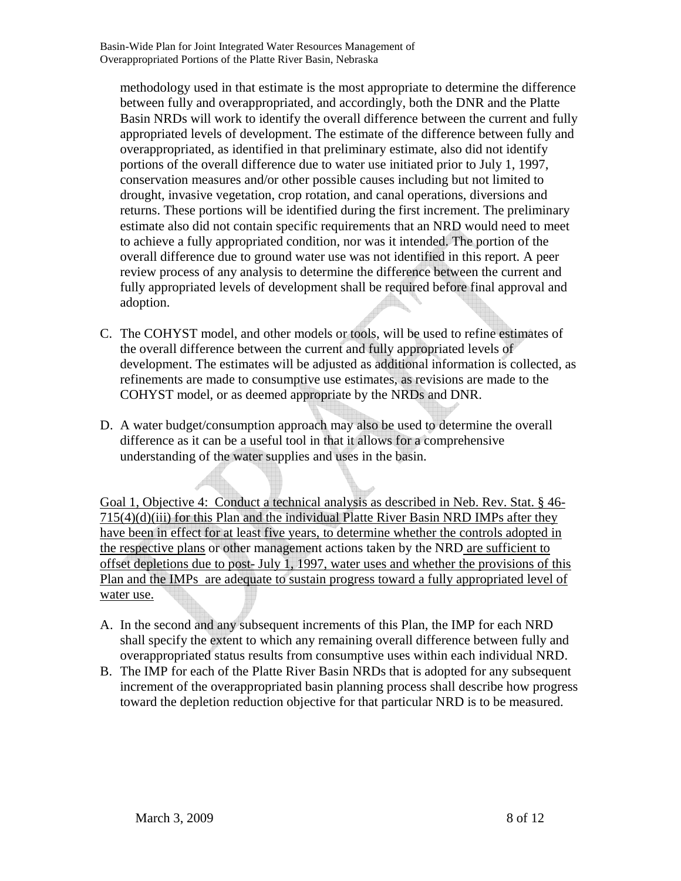methodology used in that estimate is the most appropriate to determine the difference between fully and overappropriated, and accordingly, both the DNR and the Platte Basin NRDs will work to identify the overall difference between the current and fully appropriated levels of development. The estimate of the difference between fully and overappropriated, as identified in that preliminary estimate, also did not identify portions of the overall difference due to water use initiated prior to July 1, 1997, conservation measures and/or other possible causes including but not limited to drought, invasive vegetation, crop rotation, and canal operations, diversions and returns. These portions will be identified during the first increment. The preliminary estimate also did not contain specific requirements that an NRD would need to meet to achieve a fully appropriated condition, nor was it intended. The portion of the overall difference due to ground water use was not identified in this report. A peer review process of any analysis to determine the difference between the current and fully appropriated levels of development shall be required before final approval and adoption.

C. The COHYST model, and other models or tools, will be used to refine estimates of the overall difference between the current and fully appropriated levels of development. The estimates will be adjusted as additional information is collected, as refinements are made to consumptive use estimates, as revisions are made to the COHYST model, or as deemed appropriate by the NRDs and DNR.

D. A water budget/consumption approach may also be used to determine the overall difference as it can be a useful tool in that it allows for a comprehensive understanding of the water supplies and uses in the basin.

<u>Goal 1, Objective 4: Conduct a technical analysis as described in Neb. Rev. Stat. § 46-715(4)(d)(iii) for this Plan and the individual Platte River Basin NRD IMPs after they have been in effect for at least five years, to determine whether the controls adopted in the respective plans</u> or other management actions taken by the NRD <u>are sufficient to offset depletions due to post- July 1, 1997, water uses and whether the provisions of this Plan and the IMPs are adequate to sustain progress toward a fully appropriated level of water use.</u>

A. In the second and any subsequent increments of this Plan, the IMP for each NRD shall specify the extent to which any remaining overall difference between fully and overappropriated status results from consumptive uses within each individual NRD.
B. The IMP for each of the Platte River Basin NRDs that is adopted for any subsequent increment of the overappropriated basin planning process shall describe how progress toward the depletion reduction objective for that particular NRD is to be measured.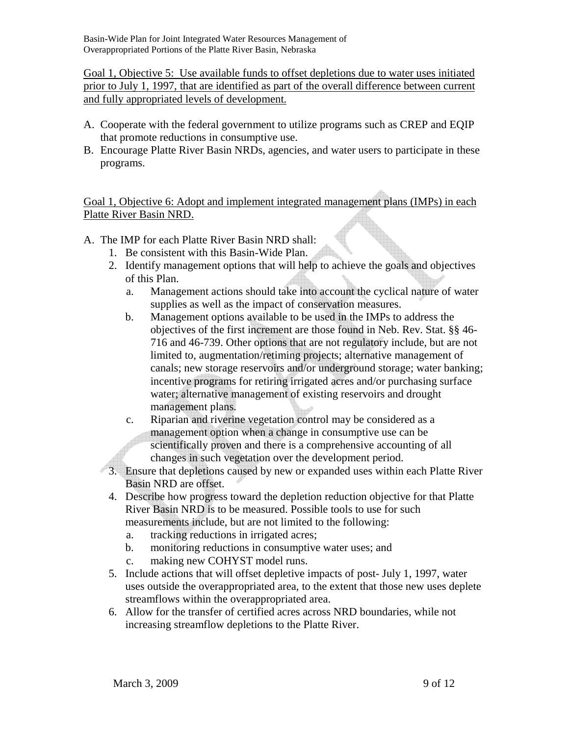<u>Goal 1, Objective 5: Use available funds to offset depletions due to water uses initiated prior to July 1, 1997, that are identified as part of the overall difference between current and fully appropriated levels of development.</u>

A. Cooperate with the federal government to utilize programs such as CREP and EQIP that promote reductions in consumptive use.
B. Encourage Platte River Basin NRDs, agencies, and water users to participate in these programs.

<u>Goal 1, Objective 6: Adopt and implement integrated management plans (IMPs) in each Platte River Basin NRD.</u>

A. The IMP for each Platte River Basin NRD shall:
   1. Be consistent with this Basin-Wide Plan.
   2. Identify management options that will help to achieve the goals and objectives of this Plan.
      a. Management actions should take into account the cyclical nature of water supplies as well as the impact of conservation measures.
      b. Management options available to be used in the IMPs to address the objectives of the first increment are those found in Neb. Rev. Stat. §§ 46-716 and 46-739. Other options that are not regulatory include, but are not limited to, augmentation/retiming projects; alternative management of canals; new storage reservoirs and/or underground storage; water banking; incentive programs for retiring irrigated acres and/or purchasing surface water; alternative management of existing reservoirs and drought management plans.
      c. Riparian and riverine vegetation control may be considered as a management option when a change in consumptive use can be scientifically proven and there is a comprehensive accounting of all changes in such vegetation over the development period.
   3. Ensure that depletions caused by new or expanded uses within each Platte River Basin NRD are offset.
   4. Describe how progress toward the depletion reduction objective for that Platte River Basin NRD is to be measured. Possible tools to use for such measurements include, but are not limited to the following:
      a. tracking reductions in irrigated acres;
      b. monitoring reductions in consumptive water uses; and
      c. making new COHYST model runs.
   5. Include actions that will offset depletive impacts of post- July 1, 1997, water uses outside the overappropriated area, to the extent that those new uses deplete streamflows within the overappropriated area.
   6. Allow for the transfer of certified acres across NRD boundaries, while not increasing streamflow depletions to the Platte River.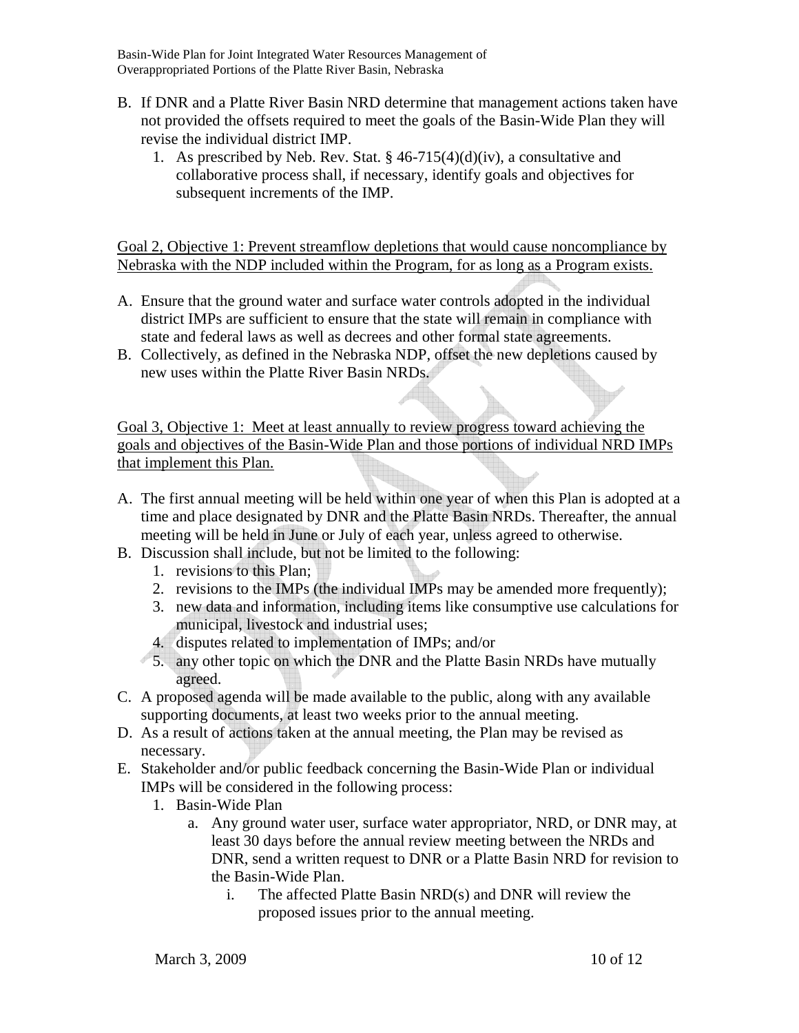B. If DNR and a Platte River Basin NRD determine that management actions taken have not provided the offsets required to meet the goals of the Basin-Wide Plan they will revise the individual district IMP.
   1. As prescribed by Neb. Rev. Stat. § 46-715(4)(d)(iv), a consultative and collaborative process shall, if necessary, identify goals and objectives for subsequent increments of the IMP.

<u>Goal 2, Objective 1: Prevent streamflow depletions that would cause noncompliance by Nebraska with the NDP included within the Program, for as long as a Program exists.</u>

A. Ensure that the ground water and surface water controls adopted in the individual district IMPs are sufficient to ensure that the state will remain in compliance with state and federal laws as well as decrees and other formal state agreements.
B. Collectively, as defined in the Nebraska NDP, offset the new depletions caused by new uses within the Platte River Basin NRDs.

<u>Goal 3, Objective 1: Meet at least annually to review progress toward achieving the goals and objectives of the Basin-Wide Plan and those portions of individual NRD IMPs that implement this Plan.</u>

A. The first annual meeting will be held within one year of when this Plan is adopted at a time and place designated by DNR and the Platte Basin NRDs. Thereafter, the annual meeting will be held in June or July of each year, unless agreed to otherwise.
B. Discussion shall include, but not be limited to the following:
   1. revisions to this Plan;
   2. revisions to the IMPs (the individual IMPs may be amended more frequently);
   3. new data and information, including items like consumptive use calculations for municipal, livestock and industrial uses;
   4. disputes related to implementation of IMPs; and/or
   5. any other topic on which the DNR and the Platte Basin NRDs have mutually agreed.
C. A proposed agenda will be made available to the public, along with any available supporting documents, at least two weeks prior to the annual meeting.
D. As a result of actions taken at the annual meeting, the Plan may be revised as necessary.
E. Stakeholder and/or public feedback concerning the Basin-Wide Plan or individual IMPs will be considered in the following process:
   1. Basin-Wide Plan
      a. Any ground water user, surface water appropriator, NRD, or DNR may, at least 30 days before the annual review meeting between the NRDs and DNR, send a written request to DNR or a Platte Basin NRD for revision to the Basin-Wide Plan.
         i. The affected Platte Basin NRD(s) and DNR will review the proposed issues prior to the annual meeting.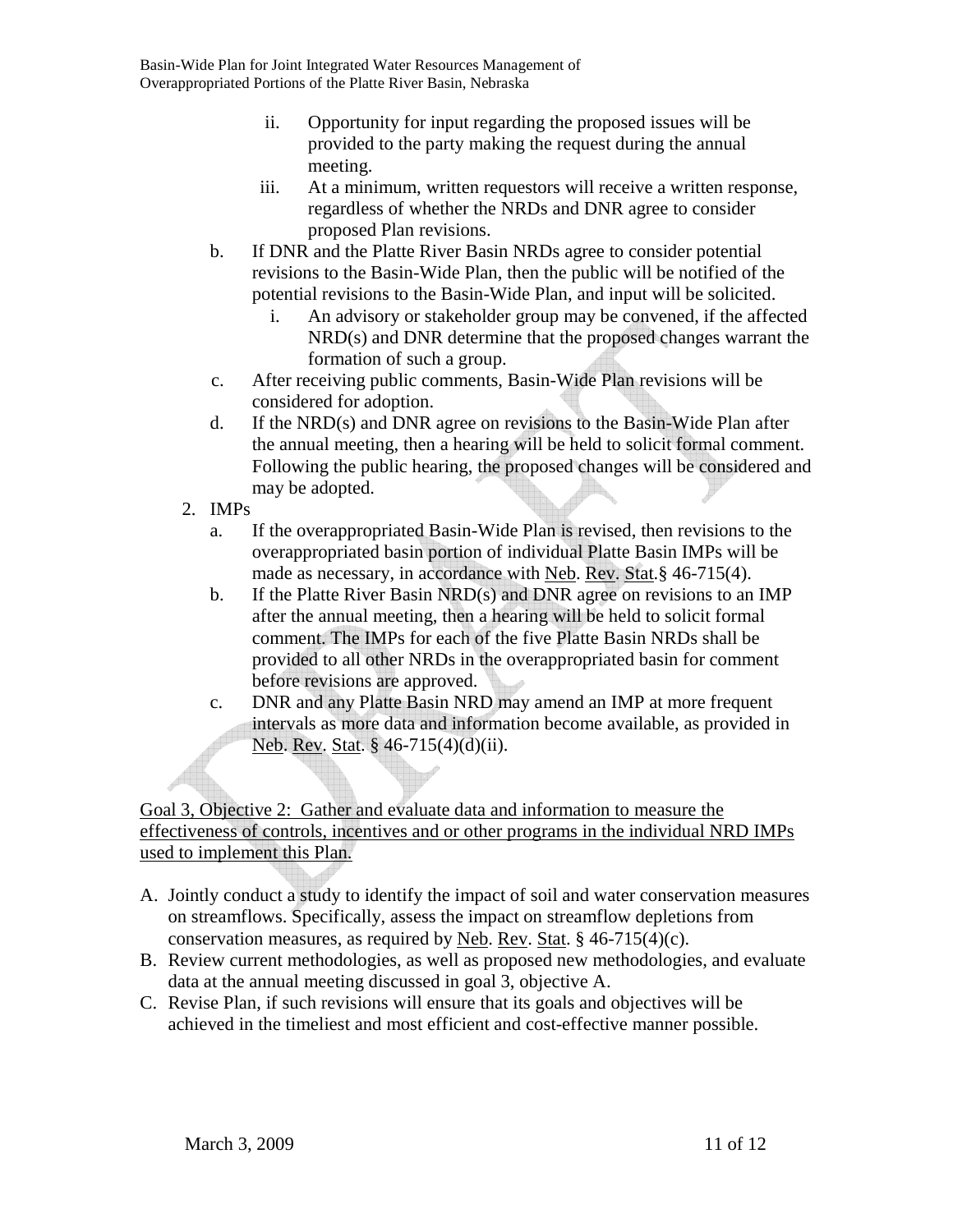- ii. Opportunity for input regarding the proposed issues will be provided to the party making the request during the annual meeting.
   - iii. At a minimum, written requestors will receive a written response, regardless of whether the NRDs and DNR agree to consider proposed Plan revisions.

   b. If DNR and the Platte River Basin NRDs agree to consider potential revisions to the Basin-Wide Plan, then the public will be notified of the potential revisions to the Basin-Wide Plan, and input will be solicited.
      - i. An advisory or stakeholder group may be convened, if the affected NRD(s) and DNR determine that the proposed changes warrant the formation of such a group.

   c. After receiving public comments, Basin-Wide Plan revisions will be considered for adoption.

   d. If the NRD(s) and DNR agree on revisions to the Basin-Wide Plan after the annual meeting, then a hearing will be held to solicit formal comment. Following the public hearing, the proposed changes will be considered and may be adopted.

2. IMPs
   a. If the overappropriated Basin-Wide Plan is revised, then revisions to the overappropriated basin portion of individual Platte Basin IMPs will be made as necessary, in accordance with Neb. Rev. Stat.§ 46-715(4).

   b. If the Platte River Basin NRD(s) and DNR agree on revisions to an IMP after the annual meeting, then a hearing will be held to solicit formal comment. The IMPs for each of the five Platte Basin NRDs shall be provided to all other NRDs in the overappropriated basin for comment before revisions are approved.

   c. DNR and any Platte Basin NRD may amend an IMP at more frequent intervals as more data and information become available, as provided in Neb. Rev. Stat. § 46-715(4)(d)(ii).

Goal 3, Objective 2: Gather and evaluate data and information to measure the effectiveness of controls, incentives and or other programs in the individual NRD IMPs used to implement this Plan.

A. Jointly conduct a study to identify the impact of soil and water conservation measures on streamflows. Specifically, assess the impact on streamflow depletions from conservation measures, as required by Neb. Rev. Stat. § 46-715(4)(c).
B. Review current methodologies, as well as proposed new methodologies, and evaluate data at the annual meeting discussed in goal 3, objective A.
C. Revise Plan, if such revisions will ensure that its goals and objectives will be achieved in the timeliest and most efficient and cost-effective manner possible.

March 3, 2009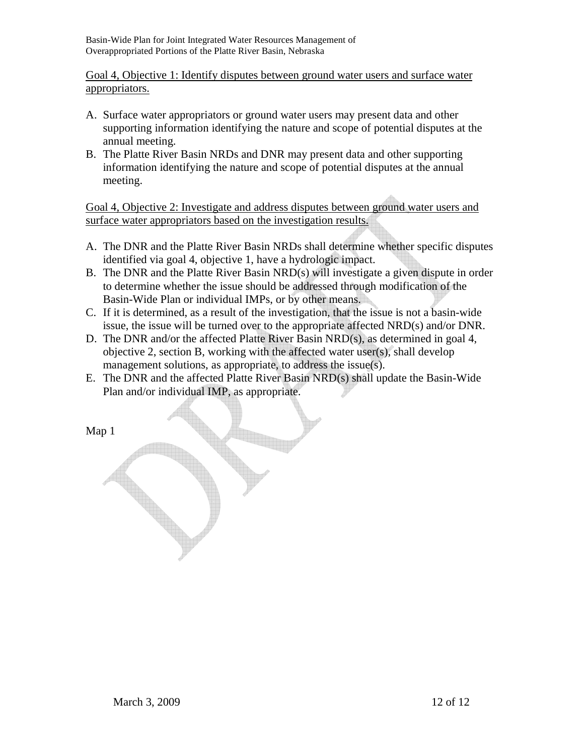<u>Goal 4, Objective 1: Identify disputes between ground water users and surface water appropriators.</u>

A. Surface water appropriators or ground water users may present data and other supporting information identifying the nature and scope of potential disputes at the annual meeting.
B. The Platte River Basin NRDs and DNR may present data and other supporting information identifying the nature and scope of potential disputes at the annual meeting.

<u>Goal 4, Objective 2: Investigate and address disputes between ground water users and surface water appropriators based on the investigation results.</u>

A. The DNR and the Platte River Basin NRDs shall determine whether specific disputes identified via goal 4, objective 1, have a hydrologic impact.
B. The DNR and the Platte River Basin NRD(s) will investigate a given dispute in order to determine whether the issue should be addressed through modification of the Basin-Wide Plan or individual IMPs, or by other means.
C. If it is determined, as a result of the investigation, that the issue is not a basin-wide issue, the issue will be turned over to the appropriate affected NRD(s) and/or DNR.
D. The DNR and/or the affected Platte River Basin NRD(s), as determined in goal 4, objective 2, section B, working with the affected water user(s), shall develop management solutions, as appropriate, to address the issue(s).
E. The DNR and the affected Platte River Basin NRD(s) shall update the Basin-Wide Plan and/or individual IMP, as appropriate.

Map 1